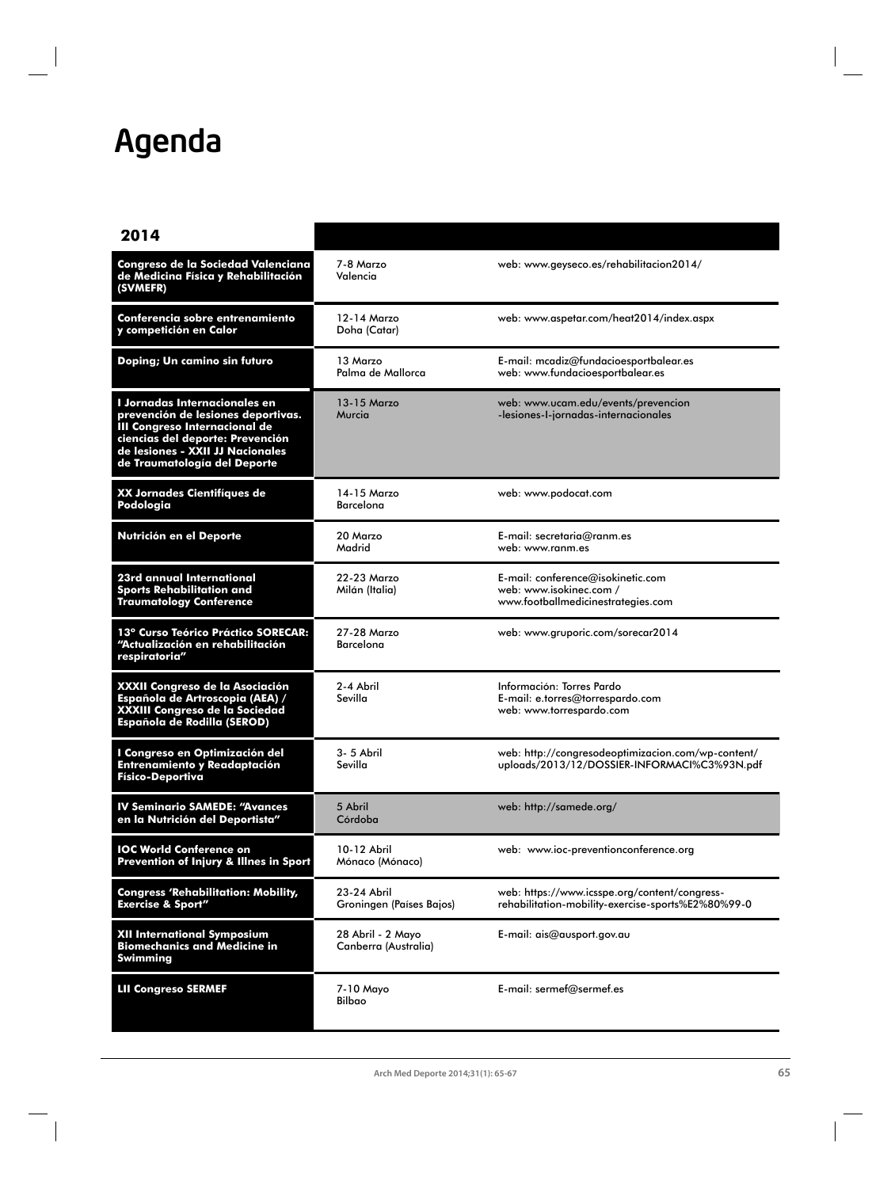# Agenda

| 2014 | | |
|---|---|---|
| **Congreso de la Sociedad Valenciana de Medicina Física y Rehabilitación (SVMEFR)** | 7-8 Marzo<br>Valencia | web: www.geyseco.es/rehabilitacion2014/ |
| **Conferencia sobre entrenamiento y competición en Calor** | 12-14 Marzo<br>Doha (Catar) | web: www.aspetar.com/heat2014/index.aspx |
| **Doping; Un camino sin futuro** | 13 Marzo<br>Palma de Mallorca | E-mail: mcadiz@fundacioesportbalear.es<br>web: www.fundacioesportbalear.es |
| **I Jornadas Internacionales en prevención de lesiones deportivas. III Congreso Internacional de ciencias del deporte: Prevención de lesiones - XXII JJ Nacionales de Traumatología del Deporte** | 13-15 Marzo<br>Murcia | web: www.ucam.edu/events/prevencion-lesiones-I-jornadas-internacionales |
| **XX Jornades Científiques de Podologia** | 14-15 Marzo<br>Barcelona | web: www.podocat.com |
| **Nutrición en el Deporte** | 20 Marzo<br>Madrid | E-mail: secretaria@ranm.es<br>web: www.ranm.es |
| **23rd annual International Sports Rehabilitation and Traumatology Conference** | 22-23 Marzo<br>Milán (Italia) | E-mail: conference@isokinetic.com<br>web: www.isokinec.com / www.footballmedicinestrategies.com |
| **13º Curso Teórico Práctico SORECAR: "Actualización en rehabilitación respiratoria"** | 27-28 Marzo<br>Barcelona | web: www.gruporic.com/sorecar2014 |
| **XXXII Congreso de la Asociación Española de Artroscopia (AEA) / XXXIII Congreso de la Sociedad Española de Rodilla (SEROD)** | 2-4 Abril<br>Sevilla | Información: Torres Pardo<br>E-mail: e.torres@torrespardo.com<br>web: www.torrespardo.com |
| **I Congreso en Optimización del Entrenamiento y Readaptación Físico-Deportiva** | 3- 5 Abril<br>Sevilla | web: http://congresodeoptimizacion.com/wp-content/uploads/2013/12/DOSSIER-INFORMACI%C3%93N.pdf |
| **IV Seminario SAMEDE: "Avances en la Nutrición del Deportista"** | 5 Abril<br>Córdoba | web: http://samede.org/ |
| **IOC World Conference on Prevention of Injury & Illnes in Sport** | 10-12 Abril<br>Mónaco (Mónaco) | web: www.ioc-preventionconference.org |
| **Congress 'Rehabilitation: Mobility, Exercise & Sport"** | 23-24 Abril<br>Groningen (Países Bajos) | web: https://www.icsspe.org/content/congress-rehabilitation-mobility-exercise-sports%E2%80%99-0 |
| **XII International Symposium Biomechanics and Medicine in Swimming** | 28 Abril - 2 Mayo<br>Canberra (Australia) | E-mail: ais@ausport.gov.au |
| **LII Congreso SERMEF** | 7-10 Mayo<br>Bilbao | E-mail: sermef@sermef.es |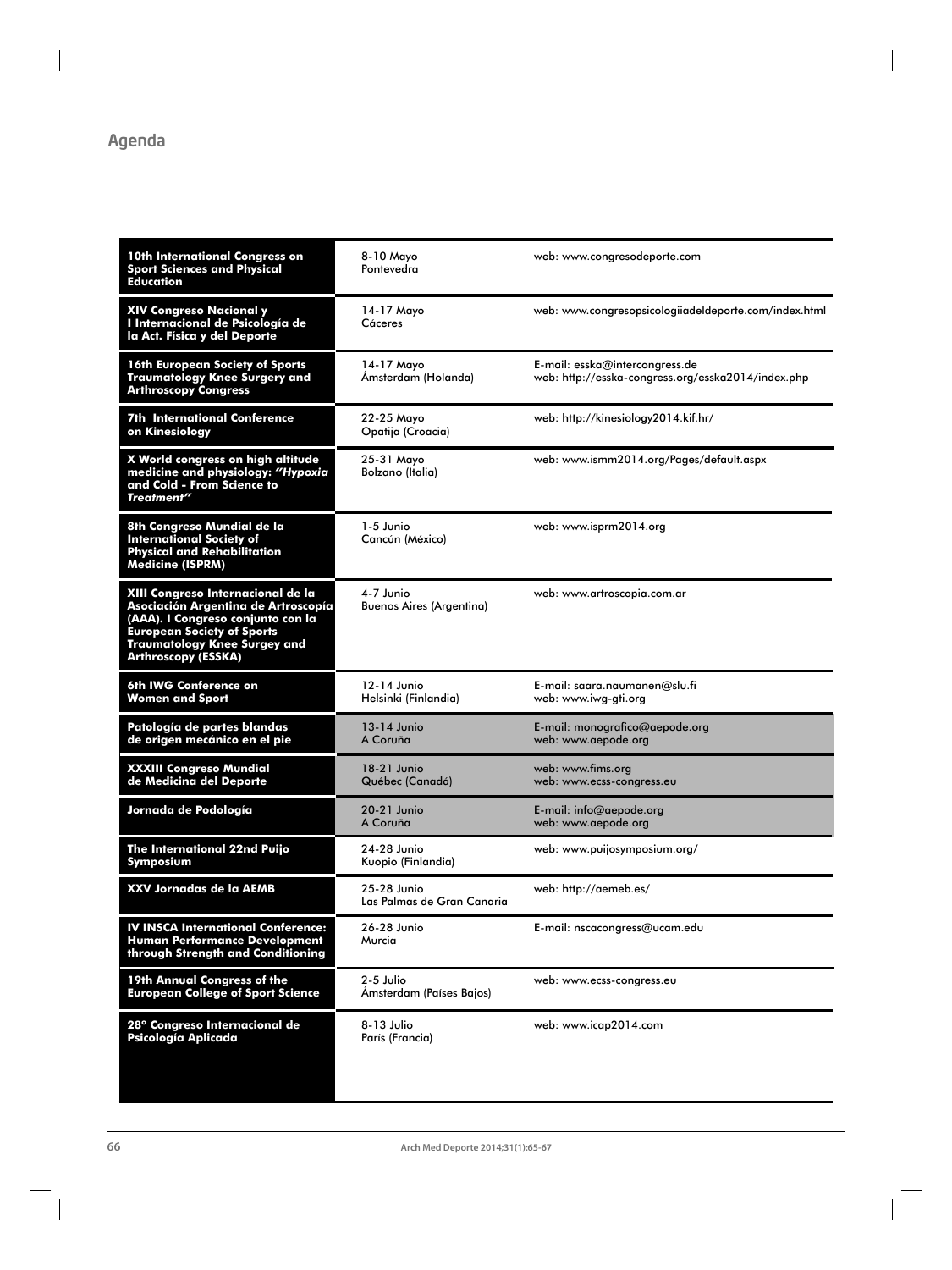## Agenda

| Evento | Fecha / Lugar | Contacto |
|---|---|---|
| **10th International Congress on Sport Sciences and Physical Education** | 8-10 Mayo<br>Pontevedra | web: www.congresodeporte.com |
| **XIV Congreso Nacional y I Internacional de Psicología de la Act. Física y del Deporte** | 14-17 Mayo<br>Cáceres | web: www.congresopsicologiiadeldeporte.com/index.html |
| **16th European Society of Sports Traumatology Knee Surgery and Arthroscopy Congress** | 14-17 Mayo<br>Ámsterdam (Holanda) | E-mail: esska@intercongress.de<br>web: http://esska-congress.org/esska2014/index.php |
| **7th International Conference on Kinesiology** | 22-25 Mayo<br>Opatija (Croacia) | web: http://kinesiology2014.kif.hr/ |
| **X World congress on high altitude medicine and physiology: *"Hypoxia and Cold - From Science to Treatment"*** | 25-31 Mayo<br>Bolzano (Italia) | web: www.ismm2014.org/Pages/default.aspx |
| **8th Congreso Mundial de la International Society of Physical and Rehabilitation Medicine (ISPRM)** | 1-5 Junio<br>Cancún (México) | web: www.isprm2014.org |
| **XIII Congreso Internacional de la Asociación Argentina de Artroscopía (AAA). I Congreso conjunto con la European Society of Sports Traumatology Knee Surgey and Arthroscopy (ESSKA)** | 4-7 Junio<br>Buenos Aires (Argentina) | web: www.artroscopia.com.ar |
| **6th IWG Conference on Women and Sport** | 12-14 Junio<br>Helsinki (Finlandia) | E-mail: saara.naumanen@slu.fi<br>web: www.iwg-gti.org |
| **Patología de partes blandas de origen mecánico en el pie** | 13-14 Junio<br>A Coruña | E-mail: monografico@aepode.org<br>web: www.aepode.org |
| **XXXIII Congreso Mundial de Medicina del Deporte** | 18-21 Junio<br>Québec (Canadá) | web: www.fims.org<br>web: www.ecss-congress.eu |
| **Jornada de Podología** | 20-21 Junio<br>A Coruña | E-mail: info@aepode.org<br>web: www.aepode.org |
| **The International 22nd Puijo Symposium** | 24-28 Junio<br>Kuopio (Finlandia) | web: www.puijosymposium.org/ |
| **XXV Jornadas de la AEMB** | 25-28 Junio<br>Las Palmas de Gran Canaria | web: http://aemeb.es/ |
| **IV INSCA International Conference: Human Performance Development through Strength and Conditioning** | 26-28 Junio<br>Murcia | E-mail: nscacongress@ucam.edu |
| **19th Annual Congress of the European College of Sport Science** | 2-5 Julio<br>Ámsterdam (Países Bajos) | web: www.ecss-congress.eu |
| **28º Congreso Internacional de Psicología Aplicada** | 8-13 Julio<br>París (Francia) | web: www.icap2014.com |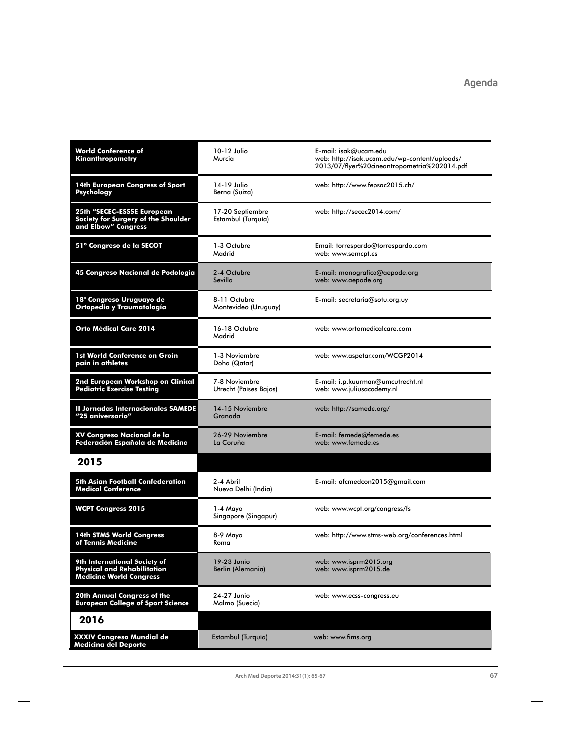## Agenda

| | | |
|---|---|---|
| **World Conference of Kinanthropometry** | 10-12 Julio<br>Murcia | E-mail: isak@ucam.edu<br>web: http://isak.ucam.edu/wp-content/uploads/2013/07/flyer%20cineantropometria%202014.pdf |
| **14th European Congress of Sport Psychology** | 14-19 Julio<br>Berna (Suiza) | web: http://www.fepsac2015.ch/ |
| **25th "SECEC-ESSSE European Society for Surgery of the Shoulder and Elbow" Congress** | 17-20 Septiembre<br>Estambul (Turquía) | web: http://secec2014.com/ |
| **51º Congreso de la SECOT** | 1-3 Octubre<br>Madrid | Email: torrespardo@torrespardo.com<br>web: www.semcpt.es |
| **45 Congreso Nacional de Podología** | 2-4 Octubre<br>Sevilla | E-mail: monografico@aepode.org<br>web: www.aepode.org |
| **18º Congreso Uruguayo de Ortopedia y Traumatología** | 8-11 Octubre<br>Montevideo (Uruguay) | E-mail: secretaria@sotu.org.uy |
| **Orto Médical Care 2014** | 16-18 Octubre<br>Madrid | web: www.ortomedicalcare.com |
| **1st World Conference on Groin pain in athletes** | 1-3 Noviembre<br>Doha (Qatar) | web: www.aspetar.com/WCGP2014 |
| **2nd European Workshop on Clinical Pediatric Exercise Testing** | 7-8 Noviembre<br>Utrecht (Países Bajos) | E-mail: i.p.kuurman@umcutrecht.nl<br>web: www.juliusacademy.nl |
| **II Jornadas Internacionales SAMEDE "25 aniversario"** | 14-15 Noviembre<br>Granada | web: http://samede.org/ |
| **XV Congreso Nacional de la Federación Española de Medicina** | 26-29 Noviembre<br>La Coruña | E-mail: femede@femede.es<br>web: www.femede.es |
| **2015** | | |
| **5th Asian Football Confederation Medical Conference** | 2-4 Abril<br>Nueva Delhi (India) | E-mail: afcmedcon2015@gmail.com |
| **WCPT Congress 2015** | 1-4 Mayo<br>Singapore (Singapur) | web: www.wcpt.org/congress/fs |
| **14th STMS World Congress of Tennis Medicine** | 8-9 Mayo<br>Roma | web: http://www.stms-web.org/conferences.html |
| **9th International Society of Physical and Rehabilitation Medicine World Congress** | 19-23 Junio<br>Berlin (Alemania) | web: www.isprm2015.org<br>web: www.isprm2015.de |
| **20th Annual Congress of the European College of Sport Science** | 24-27 Junio<br>Malmo (Suecia) | web: www.ecss-congress.eu |
| **2016** | | |
| **XXXIV Congreso Mundial de Medicina del Deporte** | Estambul (Turquía) | web: www.fims.org |